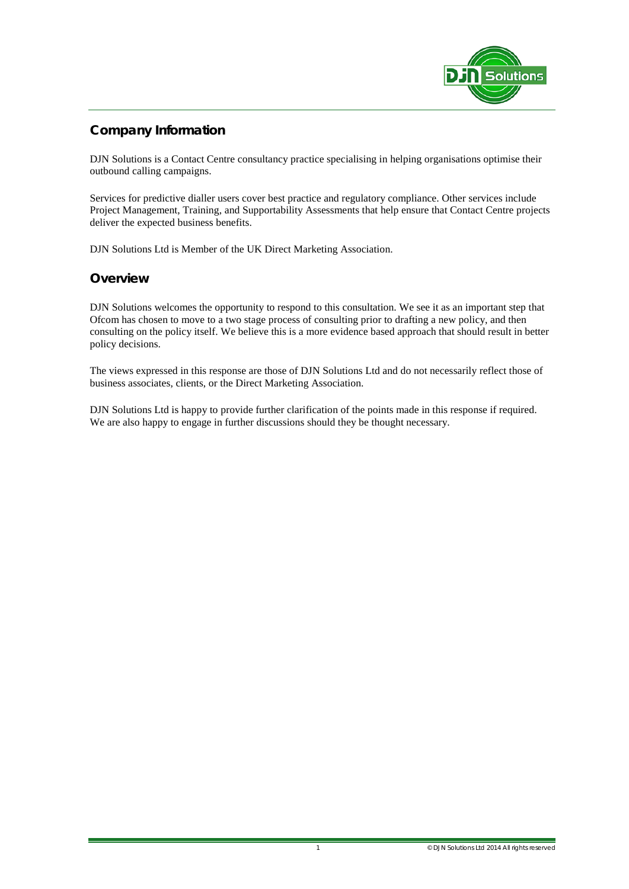## Company Information

DJN Solutions is a Contact Centre consultancy practice specialising in helping organisations optimise their outbound calling campaigns.

Services for predictive dialler users cover best practice and regulatory compliance. Other services include Project Management, Training, and Supportability Assessments that help ensure that Contact Centre projects deliver the expected business benefits.

DJN Solutions Ltd is Member of the UK Direct Marketing Association.

## Overview

DJN Solutions welcomes the opportunity to respond to this consultation. We see it as an important step that Ofcom has chosen to move to a two stage process of consulting prior to drafting a new policy, and then consulting on the policy itself. We believe this is a more evidence based approach that should result in better policy decisions.

The views expressed in this response are those of DJN Solutions Ltd and do not necessarily reflect those of business associates, clients, or the Direct Marketing Association.

DJN Solutions Ltd is happy to provide further clarification of the points made in this response if required. We are also happy to engage in further discussions should they be thought necessary.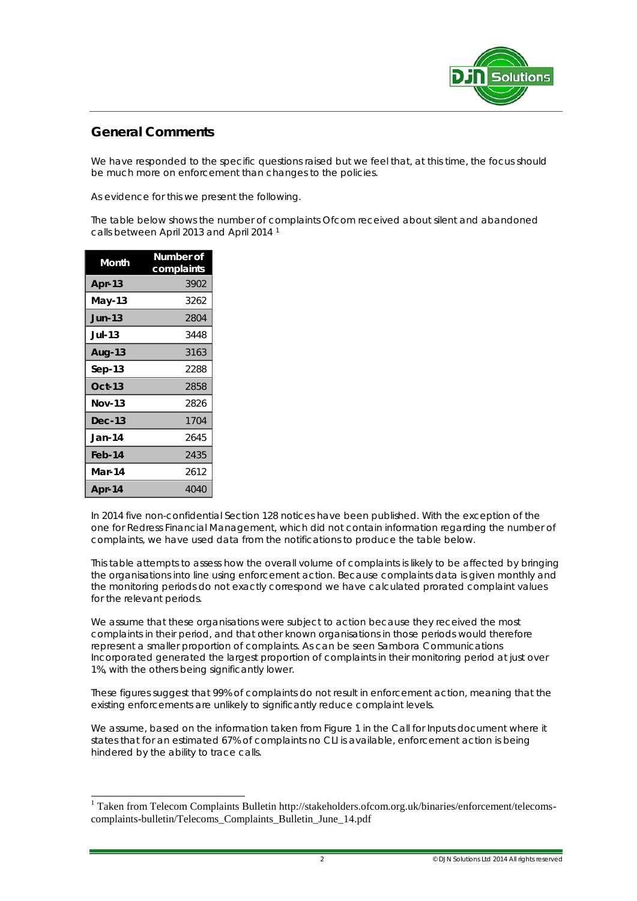## General Comments

We have responded to the specific questions raised but we feel that, at this time, the focus should be much more on enforcement than changes to the policies.

As evidence for this we present the following.

The table below shows the number of complaints Ofcom received about silent and abandoned calls between April 2013 and April 2014 [1]

| Month | Number of complaints |
|---|---|
| Apr-13 | 3902 |
| May-13 | 3262 |
| Jun-13 | 2804 |
| Jul-13 | 3448 |
| Aug-13 | 3163 |
| Sep-13 | 2288 |
| Oct-13 | 2858 |
| Nov-13 | 2826 |
| Dec-13 | 1704 |
| Jan-14 | 2645 |
| Feb-14 | 2435 |
| Mar-14 | 2612 |
| Apr-14 | 4040 |

In 2014 five non-confidential Section 128 notices have been published. With the exception of the one for Redress Financial Management, which did not contain information regarding the number of complaints, we have used data from the notifications to produce the table below.

This table attempts to assess how the overall volume of complaints is likely to be affected by bringing the organisations into line using enforcement action. Because complaints data is given monthly and the monitoring periods do not exactly correspond we have calculated prorated complaint values for the relevant periods.

We assume that these organisations were subject to action because they received the most complaints in their period, and that other known organisations in those periods would therefore represent a smaller proportion of complaints. As can be seen Sambora Communications Incorporated generated the largest proportion of complaints in their monitoring period at just over 1%, with the others being significantly lower.

These figures suggest that 99% of complaints do not result in enforcement action, meaning that the existing enforcements are unlikely to significantly reduce complaint levels.

We assume, based on the information taken from Figure 1 in the Call for Inputs document where it states that for an estimated 67% of complaints no CLI is available, enforcement action is being hindered by the ability to trace calls.

[1] Taken from Telecom Complaints Bulletin http://stakeholders.ofcom.org.uk/binaries/enforcement/telecoms-complaints-bulletin/Telecoms_Complaints_Bulletin_June_14.pdf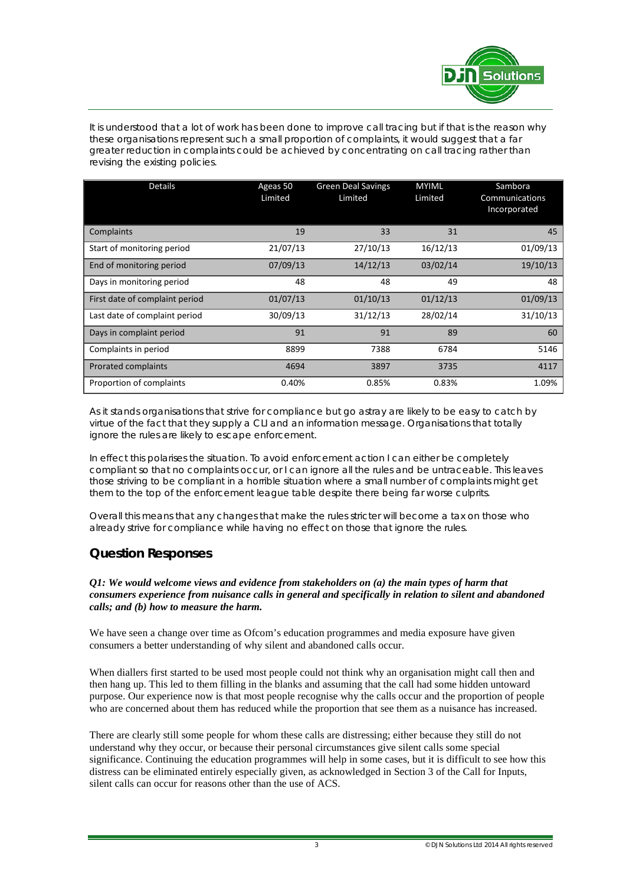It is understood that a lot of work has been done to improve call tracing but if that is the reason why these organisations represent such a small proportion of complaints, it would suggest that a far greater reduction in complaints could be achieved by concentrating on call tracing rather than revising the existing policies.

| Details | Ageas 50 Limited | Green Deal Savings Limited | MYIML Limited | Sambora Communications Incorporated |
|---|---|---|---|---|
| Complaints | 19 | 33 | 31 | 45 |
| Start of monitoring period | 21/07/13 | 27/10/13 | 16/12/13 | 01/09/13 |
| End of monitoring period | 07/09/13 | 14/12/13 | 03/02/14 | 19/10/13 |
| Days in monitoring period | 48 | 48 | 49 | 48 |
| First date of complaint period | 01/07/13 | 01/10/13 | 01/12/13 | 01/09/13 |
| Last date of complaint period | 30/09/13 | 31/12/13 | 28/02/14 | 31/10/13 |
| Days in complaint period | 91 | 91 | 89 | 60 |
| Complaints in period | 8899 | 7388 | 6784 | 5146 |
| Prorated complaints | 4694 | 3897 | 3735 | 4117 |
| Proportion of complaints | 0.40% | 0.85% | 0.83% | 1.09% |

As it stands organisations that strive for compliance but go astray are likely to be easy to catch by virtue of the fact that they supply a CLI and an information message. Organisations that totally ignore the rules are likely to escape enforcement.

In effect this polarises the situation. To avoid enforcement action I can either be completely compliant so that no complaints occur, or I can ignore all the rules and be untraceable. This leaves those striving to be compliant in a horrible situation where a small number of complaints might get them to the top of the enforcement league table despite there being far worse culprits.

Overall this means that any changes that make the rules stricter will become a tax on those who already strive for compliance while having no effect on those that ignore the rules.

## Question Responses

***Q1: We would welcome views and evidence from stakeholders on (a) the main types of harm that consumers experience from nuisance calls in general and specifically in relation to silent and abandoned calls; and (b) how to measure the harm.***

We have seen a change over time as Ofcom's education programmes and media exposure have given consumers a better understanding of why silent and abandoned calls occur.

When diallers first started to be used most people could not think why an organisation might call then and then hang up. This led to them filling in the blanks and assuming that the call had some hidden untoward purpose. Our experience now is that most people recognise why the calls occur and the proportion of people who are concerned about them has reduced while the proportion that see them as a nuisance has increased.

There are clearly still some people for whom these calls are distressing; either because they still do not understand why they occur, or because their personal circumstances give silent calls some special significance. Continuing the education programmes will help in some cases, but it is difficult to see how this distress can be eliminated entirely especially given, as acknowledged in Section 3 of the Call for Inputs, silent calls can occur for reasons other than the use of ACS.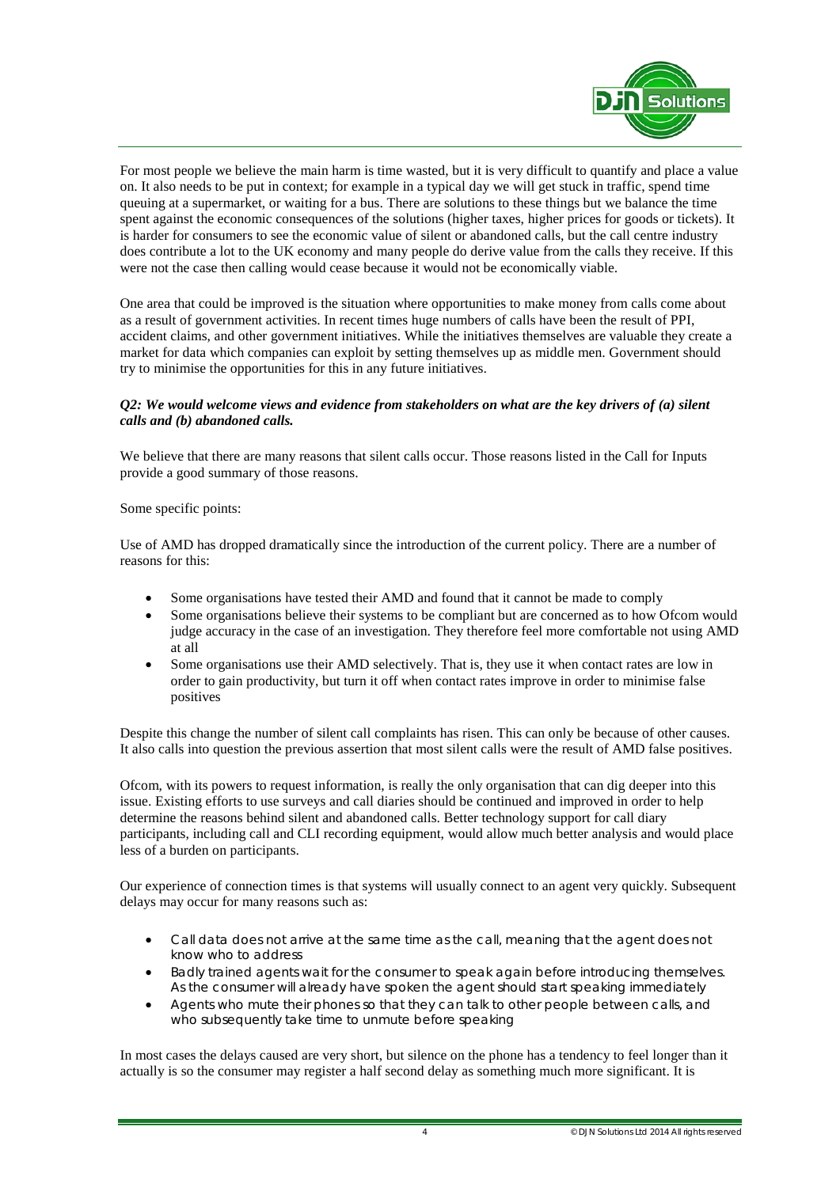For most people we believe the main harm is time wasted, but it is very difficult to quantify and place a value on. It also needs to be put in context; for example in a typical day we will get stuck in traffic, spend time queuing at a supermarket, or waiting for a bus. There are solutions to these things but we balance the time spent against the economic consequences of the solutions (higher taxes, higher prices for goods or tickets). It is harder for consumers to see the economic value of silent or abandoned calls, but the call centre industry does contribute a lot to the UK economy and many people do derive value from the calls they receive. If this were not the case then calling would cease because it would not be economically viable.

One area that could be improved is the situation where opportunities to make money from calls come about as a result of government activities. In recent times huge numbers of calls have been the result of PPI, accident claims, and other government initiatives. While the initiatives themselves are valuable they create a market for data which companies can exploit by setting themselves up as middle men. Government should try to minimise the opportunities for this in any future initiatives.

***Q2: We would welcome views and evidence from stakeholders on what are the key drivers of (a) silent calls and (b) abandoned calls.***

We believe that there are many reasons that silent calls occur. Those reasons listed in the Call for Inputs provide a good summary of those reasons.

Some specific points:

Use of AMD has dropped dramatically since the introduction of the current policy. There are a number of reasons for this:

- Some organisations have tested their AMD and found that it cannot be made to comply
- Some organisations believe their systems to be compliant but are concerned as to how Ofcom would judge accuracy in the case of an investigation. They therefore feel more comfortable not using AMD at all
- Some organisations use their AMD selectively. That is, they use it when contact rates are low in order to gain productivity, but turn it off when contact rates improve in order to minimise false positives

Despite this change the number of silent call complaints has risen. This can only be because of other causes. It also calls into question the previous assertion that most silent calls were the result of AMD false positives.

Ofcom, with its powers to request information, is really the only organisation that can dig deeper into this issue. Existing efforts to use surveys and call diaries should be continued and improved in order to help determine the reasons behind silent and abandoned calls. Better technology support for call diary participants, including call and CLI recording equipment, would allow much better analysis and would place less of a burden on participants.

Our experience of connection times is that systems will usually connect to an agent very quickly. Subsequent delays may occur for many reasons such as:

- Call data does not arrive at the same time as the call, meaning that the agent does not know who to address
- Badly trained agents wait for the consumer to speak again before introducing themselves. As the consumer will already have spoken the agent should start speaking immediately
- Agents who mute their phones so that they can talk to other people between calls, and who subsequently take time to unmute before speaking

In most cases the delays caused are very short, but silence on the phone has a tendency to feel longer than it actually is so the consumer may register a half second delay as something much more significant. It is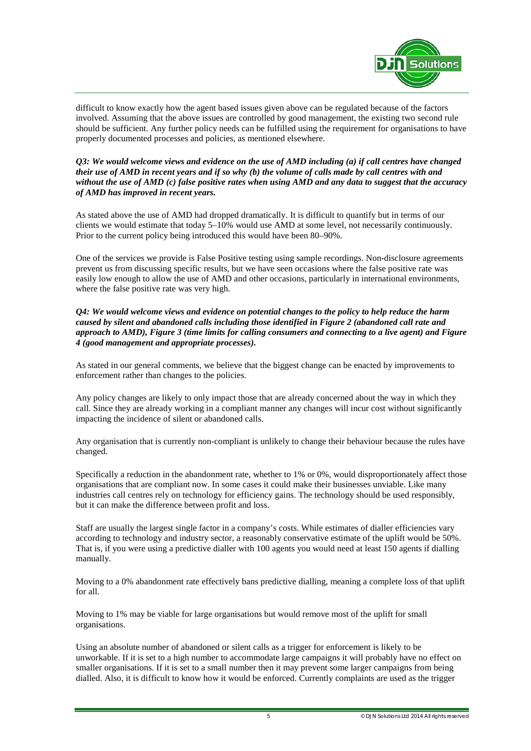difficult to know exactly how the agent based issues given above can be regulated because of the factors involved. Assuming that the above issues are controlled by good management, the existing two second rule should be sufficient. Any further policy needs can be fulfilled using the requirement for organisations to have properly documented processes and policies, as mentioned elsewhere.

***Q3: We would welcome views and evidence on the use of AMD including (a) if call centres have changed their use of AMD in recent years and if so why (b) the volume of calls made by call centres with and without the use of AMD (c) false positive rates when using AMD and any data to suggest that the accuracy of AMD has improved in recent years.***

As stated above the use of AMD had dropped dramatically. It is difficult to quantify but in terms of our clients we would estimate that today 5–10% would use AMD at some level, not necessarily continuously. Prior to the current policy being introduced this would have been 80–90%.

One of the services we provide is False Positive testing using sample recordings. Non-disclosure agreements prevent us from discussing specific results, but we have seen occasions where the false positive rate was easily low enough to allow the use of AMD and other occasions, particularly in international environments, where the false positive rate was very high.

***Q4: We would welcome views and evidence on potential changes to the policy to help reduce the harm caused by silent and abandoned calls including those identified in Figure 2 (abandoned call rate and approach to AMD), Figure 3 (time limits for calling consumers and connecting to a live agent) and Figure 4 (good management and appropriate processes).***

As stated in our general comments, we believe that the biggest change can be enacted by improvements to enforcement rather than changes to the policies.

Any policy changes are likely to only impact those that are already concerned about the way in which they call. Since they are already working in a compliant manner any changes will incur cost without significantly impacting the incidence of silent or abandoned calls.

Any organisation that is currently non-compliant is unlikely to change their behaviour because the rules have changed.

Specifically a reduction in the abandonment rate, whether to 1% or 0%, would disproportionately affect those organisations that are compliant now. In some cases it could make their businesses unviable. Like many industries call centres rely on technology for efficiency gains. The technology should be used responsibly, but it can make the difference between profit and loss.

Staff are usually the largest single factor in a company's costs. While estimates of dialler efficiencies vary according to technology and industry sector, a reasonably conservative estimate of the uplift would be 50%. That is, if you were using a predictive dialler with 100 agents you would need at least 150 agents if dialling manually.

Moving to a 0% abandonment rate effectively bans predictive dialling, meaning a complete loss of that uplift for all.

Moving to 1% may be viable for large organisations but would remove most of the uplift for small organisations.

Using an absolute number of abandoned or silent calls as a trigger for enforcement is likely to be unworkable. If it is set to a high number to accommodate large campaigns it will probably have no effect on smaller organisations. If it is set to a small number then it may prevent some larger campaigns from being dialled. Also, it is difficult to know how it would be enforced. Currently complaints are used as the trigger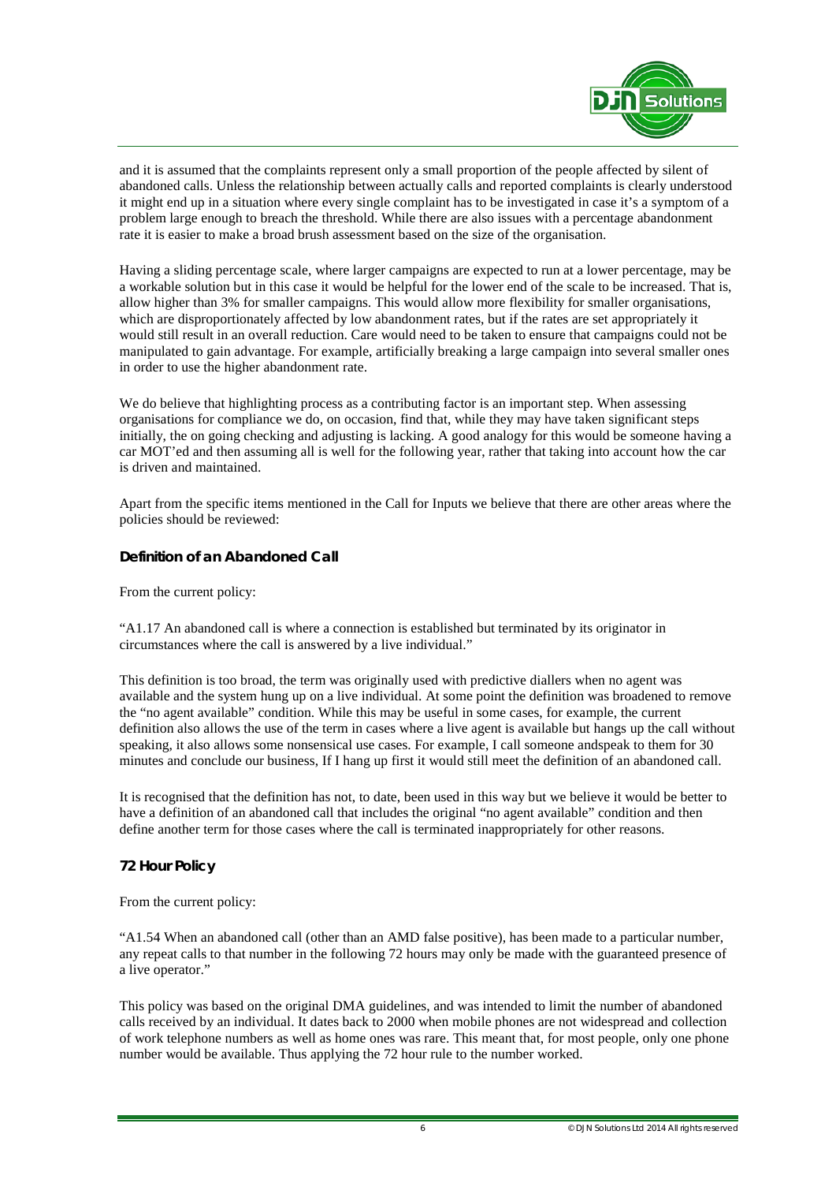and it is assumed that the complaints represent only a small proportion of the people affected by silent of abandoned calls. Unless the relationship between actually calls and reported complaints is clearly understood it might end up in a situation where every single complaint has to be investigated in case it's a symptom of a problem large enough to breach the threshold. While there are also issues with a percentage abandonment rate it is easier to make a broad brush assessment based on the size of the organisation.

Having a sliding percentage scale, where larger campaigns are expected to run at a lower percentage, may be a workable solution but in this case it would be helpful for the lower end of the scale to be increased. That is, allow higher than 3% for smaller campaigns. This would allow more flexibility for smaller organisations, which are disproportionately affected by low abandonment rates, but if the rates are set appropriately it would still result in an overall reduction. Care would need to be taken to ensure that campaigns could not be manipulated to gain advantage. For example, artificially breaking a large campaign into several smaller ones in order to use the higher abandonment rate.

We do believe that highlighting process as a contributing factor is an important step. When assessing organisations for compliance we do, on occasion, find that, while they may have taken significant steps initially, the on going checking and adjusting is lacking. A good analogy for this would be someone having a car MOT'ed and then assuming all is well for the following year, rather that taking into account how the car is driven and maintained.

Apart from the specific items mentioned in the Call for Inputs we believe that there are other areas where the policies should be reviewed:

### Definition of an Abandoned Call

From the current policy:

"A1.17 An abandoned call is where a connection is established but terminated by its originator in circumstances where the call is answered by a live individual."

This definition is too broad, the term was originally used with predictive diallers when no agent was available and the system hung up on a live individual. At some point the definition was broadened to remove the "no agent available" condition. While this may be useful in some cases, for example, the current definition also allows the use of the term in cases where a live agent is available but hangs up the call without speaking, it also allows some nonsensical use cases. For example, I call someone andspeak to them for 30 minutes and conclude our business, If I hang up first it would still meet the definition of an abandoned call.

It is recognised that the definition has not, to date, been used in this way but we believe it would be better to have a definition of an abandoned call that includes the original "no agent available" condition and then define another term for those cases where the call is terminated inappropriately for other reasons.

### 72 Hour Policy

From the current policy:

"A1.54 When an abandoned call (other than an AMD false positive), has been made to a particular number, any repeat calls to that number in the following 72 hours may only be made with the guaranteed presence of a live operator."

This policy was based on the original DMA guidelines, and was intended to limit the number of abandoned calls received by an individual. It dates back to 2000 when mobile phones are not widespread and collection of work telephone numbers as well as home ones was rare. This meant that, for most people, only one phone number would be available. Thus applying the 72 hour rule to the number worked.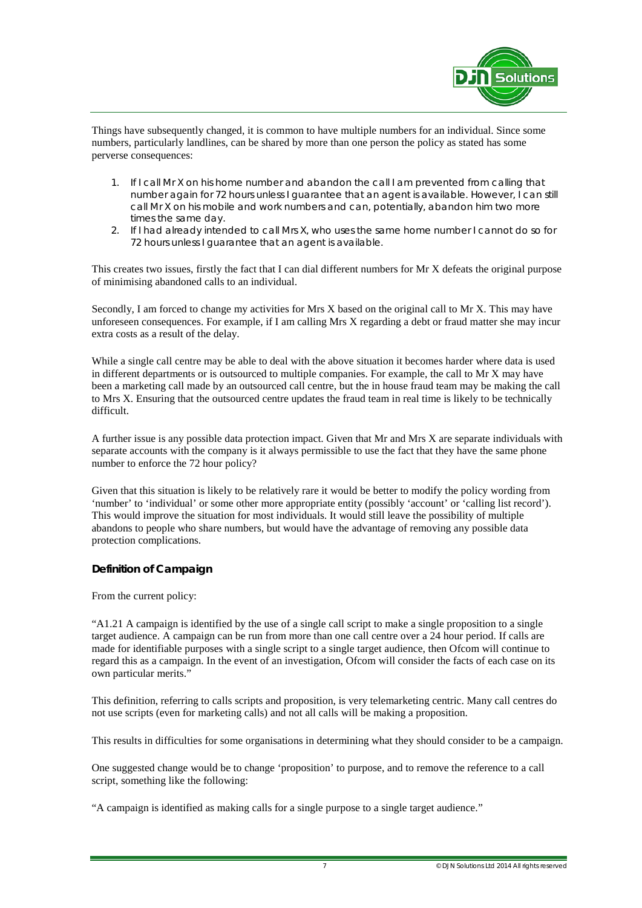Things have subsequently changed, it is common to have multiple numbers for an individual. Since some numbers, particularly landlines, can be shared by more than one person the policy as stated has some perverse consequences:

1. If I call Mr X on his home number and abandon the call I am prevented from calling that number again for 72 hours unless I guarantee that an agent is available. However, I can still call Mr X on his mobile and work numbers and can, potentially, abandon him two more times the same day.
2. If I had already intended to call Mrs X, who uses the same home number I cannot do so for 72 hours unless I guarantee that an agent is available.

This creates two issues, firstly the fact that I can dial different numbers for Mr X defeats the original purpose of minimising abandoned calls to an individual.

Secondly, I am forced to change my activities for Mrs X based on the original call to Mr X. This may have unforeseen consequences. For example, if I am calling Mrs X regarding a debt or fraud matter she may incur extra costs as a result of the delay.

While a single call centre may be able to deal with the above situation it becomes harder where data is used in different departments or is outsourced to multiple companies. For example, the call to Mr X may have been a marketing call made by an outsourced call centre, but the in house fraud team may be making the call to Mrs X. Ensuring that the outsourced centre updates the fraud team in real time is likely to be technically difficult.

A further issue is any possible data protection impact. Given that Mr and Mrs X are separate individuals with separate accounts with the company is it always permissible to use the fact that they have the same phone number to enforce the 72 hour policy?

Given that this situation is likely to be relatively rare it would be better to modify the policy wording from 'number' to 'individual' or some other more appropriate entity (possibly 'account' or 'calling list record'). This would improve the situation for most individuals. It would still leave the possibility of multiple abandons to people who share numbers, but would have the advantage of removing any possible data protection complications.

### Definition of Campaign

From the current policy:

"A1.21 A campaign is identified by the use of a single call script to make a single proposition to a single target audience. A campaign can be run from more than one call centre over a 24 hour period. If calls are made for identifiable purposes with a single script to a single target audience, then Ofcom will continue to regard this as a campaign. In the event of an investigation, Ofcom will consider the facts of each case on its own particular merits."

This definition, referring to calls scripts and proposition, is very telemarketing centric. Many call centres do not use scripts (even for marketing calls) and not all calls will be making a proposition.

This results in difficulties for some organisations in determining what they should consider to be a campaign.

One suggested change would be to change 'proposition' to purpose, and to remove the reference to a call script, something like the following:

"A campaign is identified as making calls for a single purpose to a single target audience."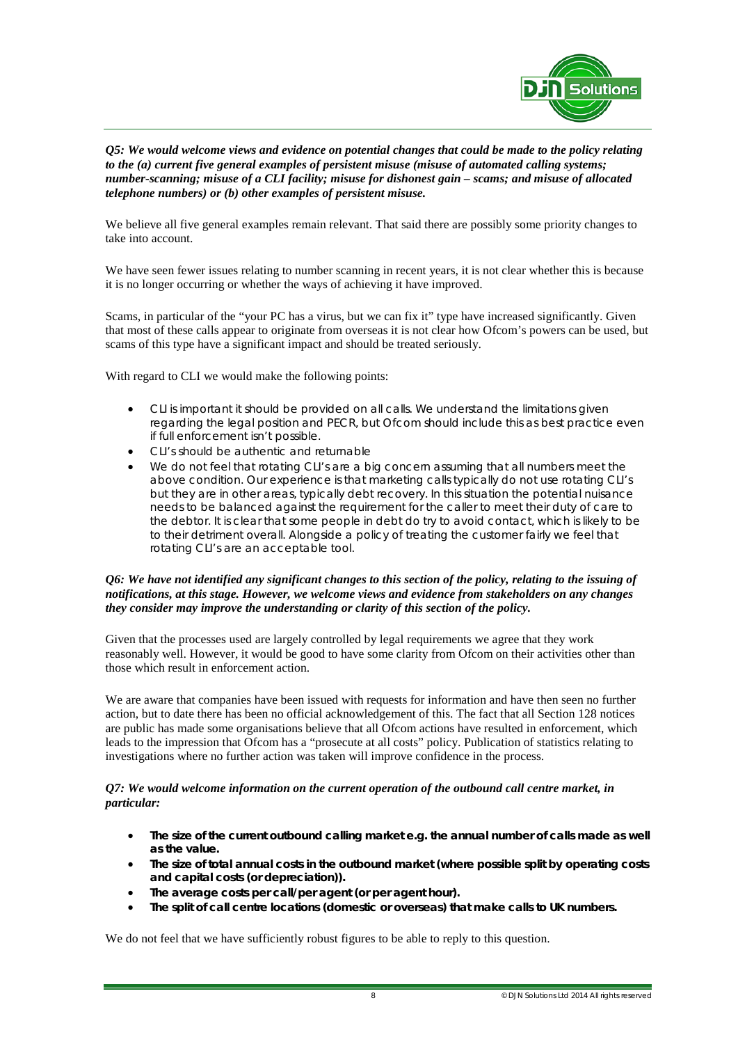*Q5: We would welcome views and evidence on potential changes that could be made to the policy relating to the (a) current five general examples of persistent misuse (misuse of automated calling systems; number-scanning; misuse of a CLI facility; misuse for dishonest gain – scams; and misuse of allocated telephone numbers) or (b) other examples of persistent misuse.*

We believe all five general examples remain relevant. That said there are possibly some priority changes to take into account.

We have seen fewer issues relating to number scanning in recent years, it is not clear whether this is because it is no longer occurring or whether the ways of achieving it have improved.

Scams, in particular of the "your PC has a virus, but we can fix it" type have increased significantly. Given that most of these calls appear to originate from overseas it is not clear how Ofcom's powers can be used, but scams of this type have a significant impact and should be treated seriously.

With regard to CLI we would make the following points:

- CLI is important it should be provided on all calls. We understand the limitations given regarding the legal position and PECR, but Ofcom should include this as best practice even if full enforcement isn't possible.
- CLI's should be authentic and returnable
- We do not feel that rotating CLI's are a big concern assuming that all numbers meet the above condition. Our experience is that marketing calls typically do not use rotating CLI's but they are in other areas, typically debt recovery. In this situation the potential nuisance needs to be balanced against the requirement for the caller to meet their duty of care to the debtor. It is clear that some people in debt do try to avoid contact, which is likely to be to their detriment overall. Alongside a policy of treating the customer fairly we feel that rotating CLI's are an acceptable tool.

*Q6: We have not identified any significant changes to this section of the policy, relating to the issuing of notifications, at this stage. However, we welcome views and evidence from stakeholders on any changes they consider may improve the understanding or clarity of this section of the policy.*

Given that the processes used are largely controlled by legal requirements we agree that they work reasonably well. However, it would be good to have some clarity from Ofcom on their activities other than those which result in enforcement action.

We are aware that companies have been issued with requests for information and have then seen no further action, but to date there has been no official acknowledgement of this. The fact that all Section 128 notices are public has made some organisations believe that all Ofcom actions have resulted in enforcement, which leads to the impression that Ofcom has a "prosecute at all costs" policy. Publication of statistics relating to investigations where no further action was taken will improve confidence in the process.

*Q7: We would welcome information on the current operation of the outbound call centre market, in particular:*

- **The size of the current outbound calling market e.g. the annual number of calls made as well as the value.**
- **The size of total annual costs in the outbound market (where possible split by operating costs and capital costs (or depreciation)).**
- **The average costs per call/per agent (or per agent hour).**
- **The split of call centre locations (domestic or overseas) that make calls to UK numbers.**

We do not feel that we have sufficiently robust figures to be able to reply to this question.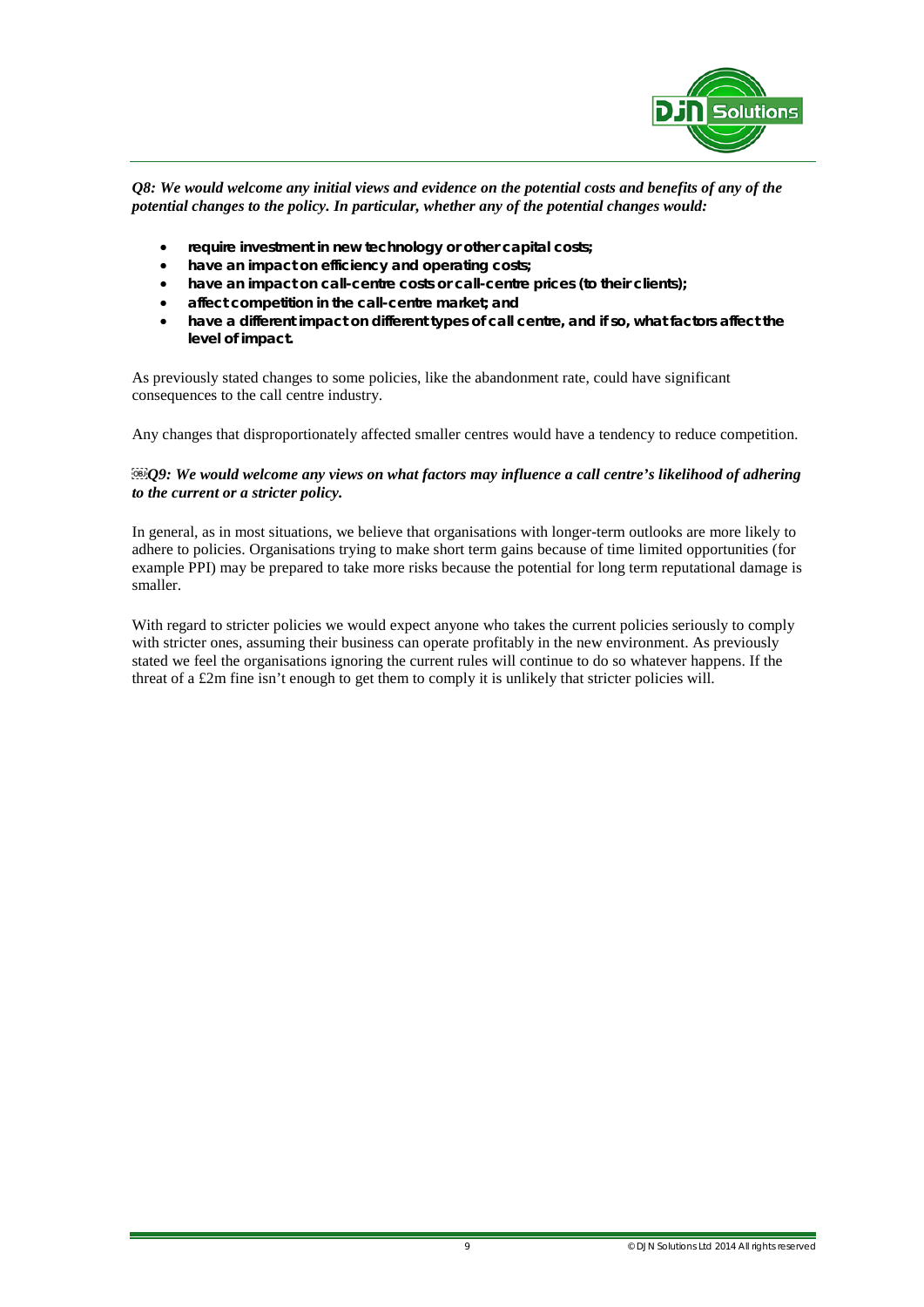*Q8: We would welcome any initial views and evidence on the potential costs and benefits of any of the potential changes to the policy. In particular, whether any of the potential changes would:*

- **require investment in new technology or other capital costs;**
- **have an impact on efficiency and operating costs;**
- **have an impact on call-centre costs or call-centre prices (to their clients);**
- **affect competition in the call-centre market; and**
- **have a different impact on different types of call centre, and if so, what factors affect the level of impact.**

As previously stated changes to some policies, like the abandonment rate, could have significant consequences to the call centre industry.

Any changes that disproportionately affected smaller centres would have a tendency to reduce competition.

*Q9: We would welcome any views on what factors may influence a call centre's likelihood of adhering to the current or a stricter policy.*

In general, as in most situations, we believe that organisations with longer-term outlooks are more likely to adhere to policies. Organisations trying to make short term gains because of time limited opportunities (for example PPI) may be prepared to take more risks because the potential for long term reputational damage is smaller.

With regard to stricter policies we would expect anyone who takes the current policies seriously to comply with stricter ones, assuming their business can operate profitably in the new environment. As previously stated we feel the organisations ignoring the current rules will continue to do so whatever happens. If the threat of a £2m fine isn't enough to get them to comply it is unlikely that stricter policies will.